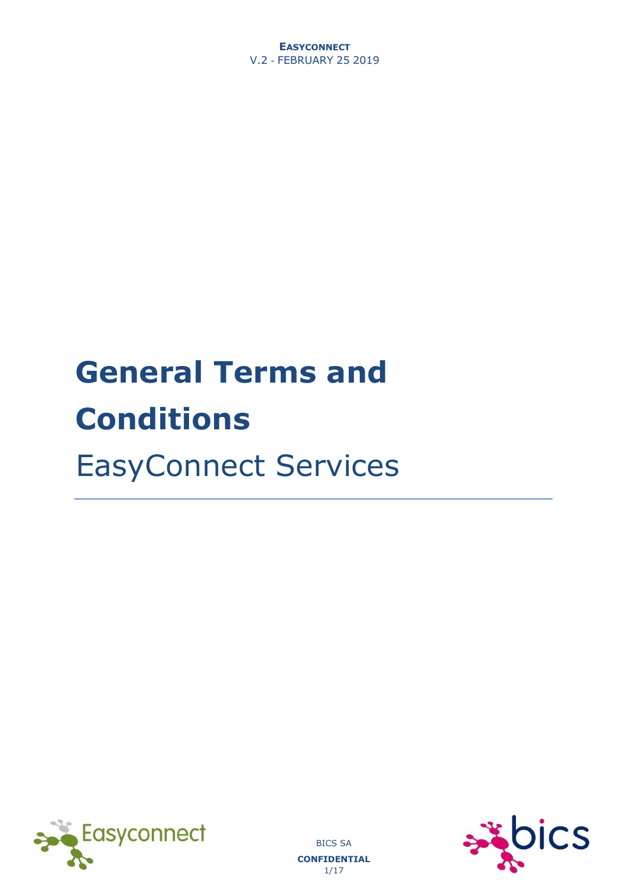# General Terms and Conditions

## EasyConnect Services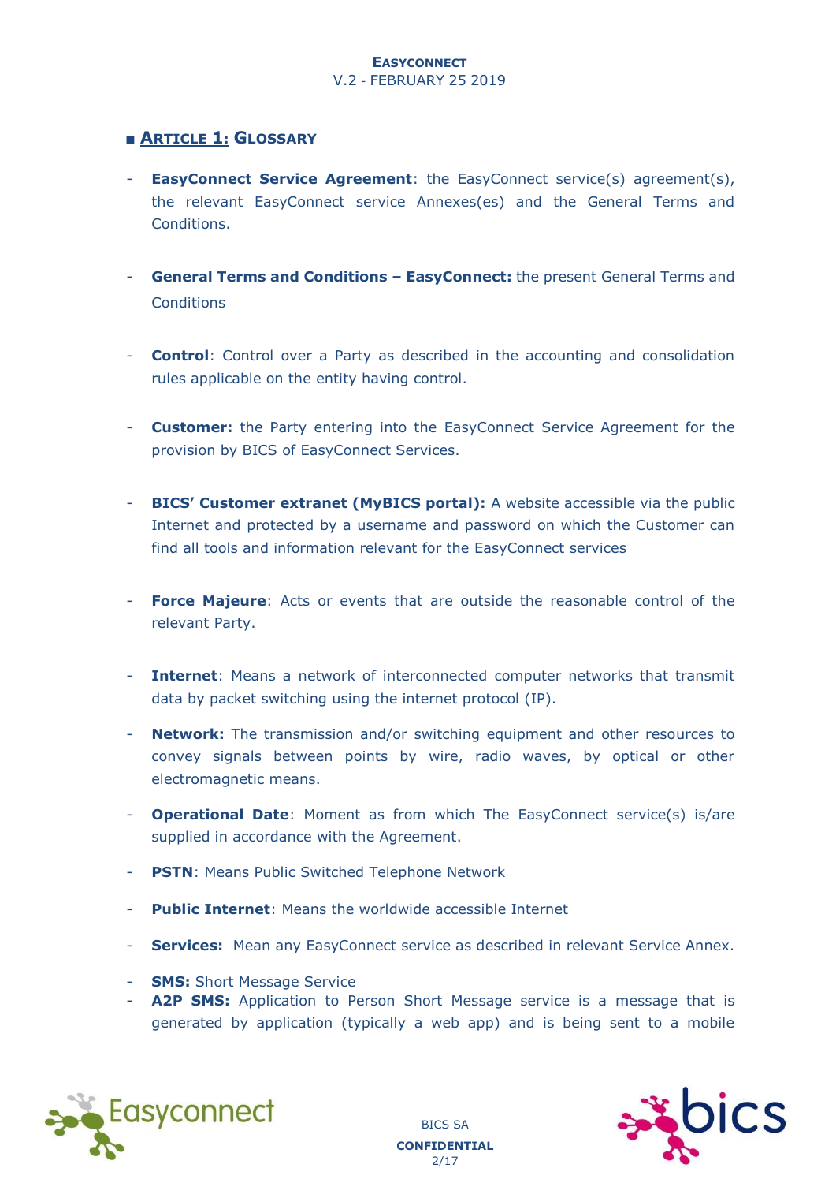## ■ ARTICLE 1: GLOSSARY

- **EasyConnect Service Agreement**: the EasyConnect service(s) agreement(s), the relevant EasyConnect service Annexes(es) and the General Terms and Conditions.

- **General Terms and Conditions – EasyConnect:** the present General Terms and Conditions

- **Control**: Control over a Party as described in the accounting and consolidation rules applicable on the entity having control.

- **Customer:** the Party entering into the EasyConnect Service Agreement for the provision by BICS of EasyConnect Services.

- **BICS' Customer extranet (MyBICS portal):** A website accessible via the public Internet and protected by a username and password on which the Customer can find all tools and information relevant for the EasyConnect services

- **Force Majeure**: Acts or events that are outside the reasonable control of the relevant Party.

- **Internet**: Means a network of interconnected computer networks that transmit data by packet switching using the internet protocol (IP).

- **Network:** The transmission and/or switching equipment and other resources to convey signals between points by wire, radio waves, by optical or other electromagnetic means.

- **Operational Date**: Moment as from which The EasyConnect service(s) is/are supplied in accordance with the Agreement.

- **PSTN**: Means Public Switched Telephone Network

- **Public Internet**: Means the worldwide accessible Internet

- **Services:** Mean any EasyConnect service as described in relevant Service Annex.

- **SMS:** Short Message Service
- **A2P SMS:** Application to Person Short Message service is a message that is generated by application (typically a web app) and is being sent to a mobile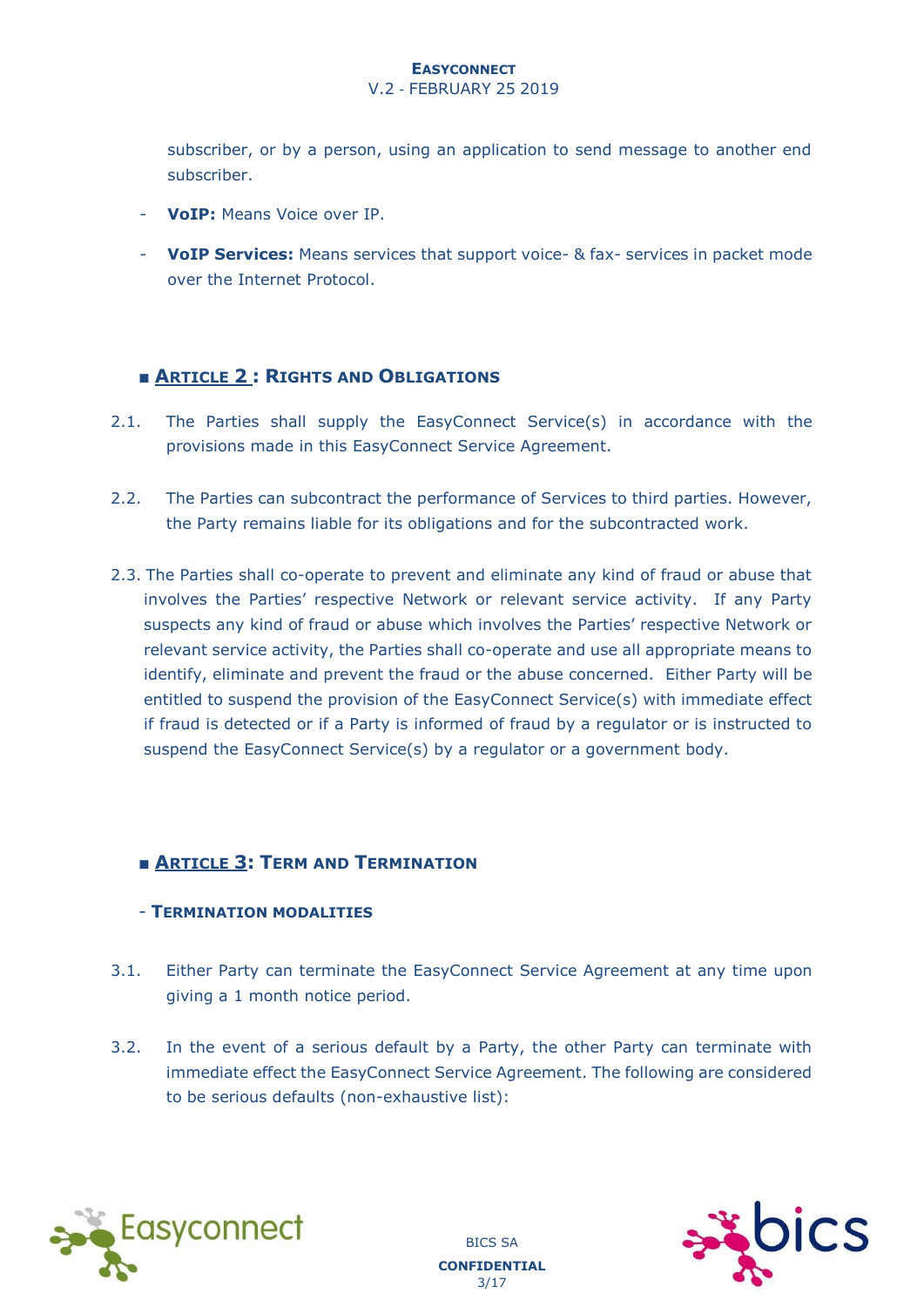subscriber, or by a person, using an application to send message to another end subscriber.

- **VoIP:** Means Voice over IP.
- **VoIP Services:** Means services that support voice- & fax- services in packet mode over the Internet Protocol.

## ■ Article 2 : Rights and Obligations

2.1. The Parties shall supply the EasyConnect Service(s) in accordance with the provisions made in this EasyConnect Service Agreement.

2.2. The Parties can subcontract the performance of Services to third parties. However, the Party remains liable for its obligations and for the subcontracted work.

2.3. The Parties shall co-operate to prevent and eliminate any kind of fraud or abuse that involves the Parties' respective Network or relevant service activity. If any Party suspects any kind of fraud or abuse which involves the Parties' respective Network or relevant service activity, the Parties shall co-operate and use all appropriate means to identify, eliminate and prevent the fraud or the abuse concerned. Either Party will be entitled to suspend the provision of the EasyConnect Service(s) with immediate effect if fraud is detected or if a Party is informed of fraud by a regulator or is instructed to suspend the EasyConnect Service(s) by a regulator or a government body.

## ■ Article 3: Term and Termination

### - Termination modalities

3.1. Either Party can terminate the EasyConnect Service Agreement at any time upon giving a 1 month notice period.

3.2. In the event of a serious default by a Party, the other Party can terminate with immediate effect the EasyConnect Service Agreement. The following are considered to be serious defaults (non-exhaustive list):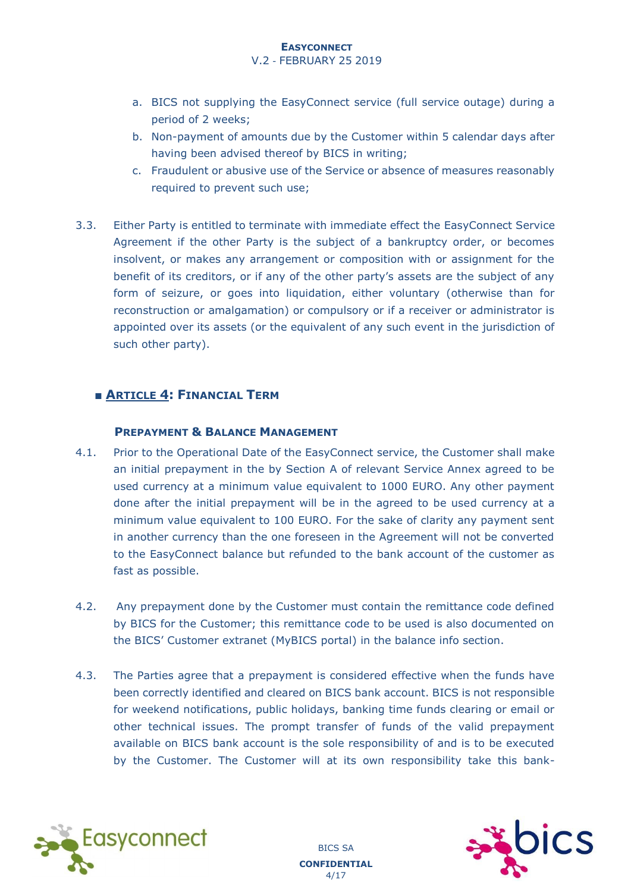a. BICS not supplying the EasyConnect service (full service outage) during a period of 2 weeks;
b. Non-payment of amounts due by the Customer within 5 calendar days after having been advised thereof by BICS in writing;
c. Fraudulent or abusive use of the Service or absence of measures reasonably required to prevent such use;

3.3. Either Party is entitled to terminate with immediate effect the EasyConnect Service Agreement if the other Party is the subject of a bankruptcy order, or becomes insolvent, or makes any arrangement or composition with or assignment for the benefit of its creditors, or if any of the other party's assets are the subject of any form of seizure, or goes into liquidation, either voluntary (otherwise than for reconstruction or amalgamation) or compulsory or if a receiver or administrator is appointed over its assets (or the equivalent of any such event in the jurisdiction of such other party).

## ■ Article 4: Financial Term

### Prepayment & Balance Management

4.1. Prior to the Operational Date of the EasyConnect service, the Customer shall make an initial prepayment in the by Section A of relevant Service Annex agreed to be used currency at a minimum value equivalent to 1000 EURO. Any other payment done after the initial prepayment will be in the agreed to be used currency at a minimum value equivalent to 100 EURO. For the sake of clarity any payment sent in another currency than the one foreseen in the Agreement will not be converted to the EasyConnect balance but refunded to the bank account of the customer as fast as possible.

4.2. Any prepayment done by the Customer must contain the remittance code defined by BICS for the Customer; this remittance code to be used is also documented on the BICS' Customer extranet (MyBICS portal) in the balance info section.

4.3. The Parties agree that a prepayment is considered effective when the funds have been correctly identified and cleared on BICS bank account. BICS is not responsible for weekend notifications, public holidays, banking time funds clearing or email or other technical issues. The prompt transfer of funds of the valid prepayment available on BICS bank account is the sole responsibility of and is to be executed by the Customer. The Customer will at its own responsibility take this bank-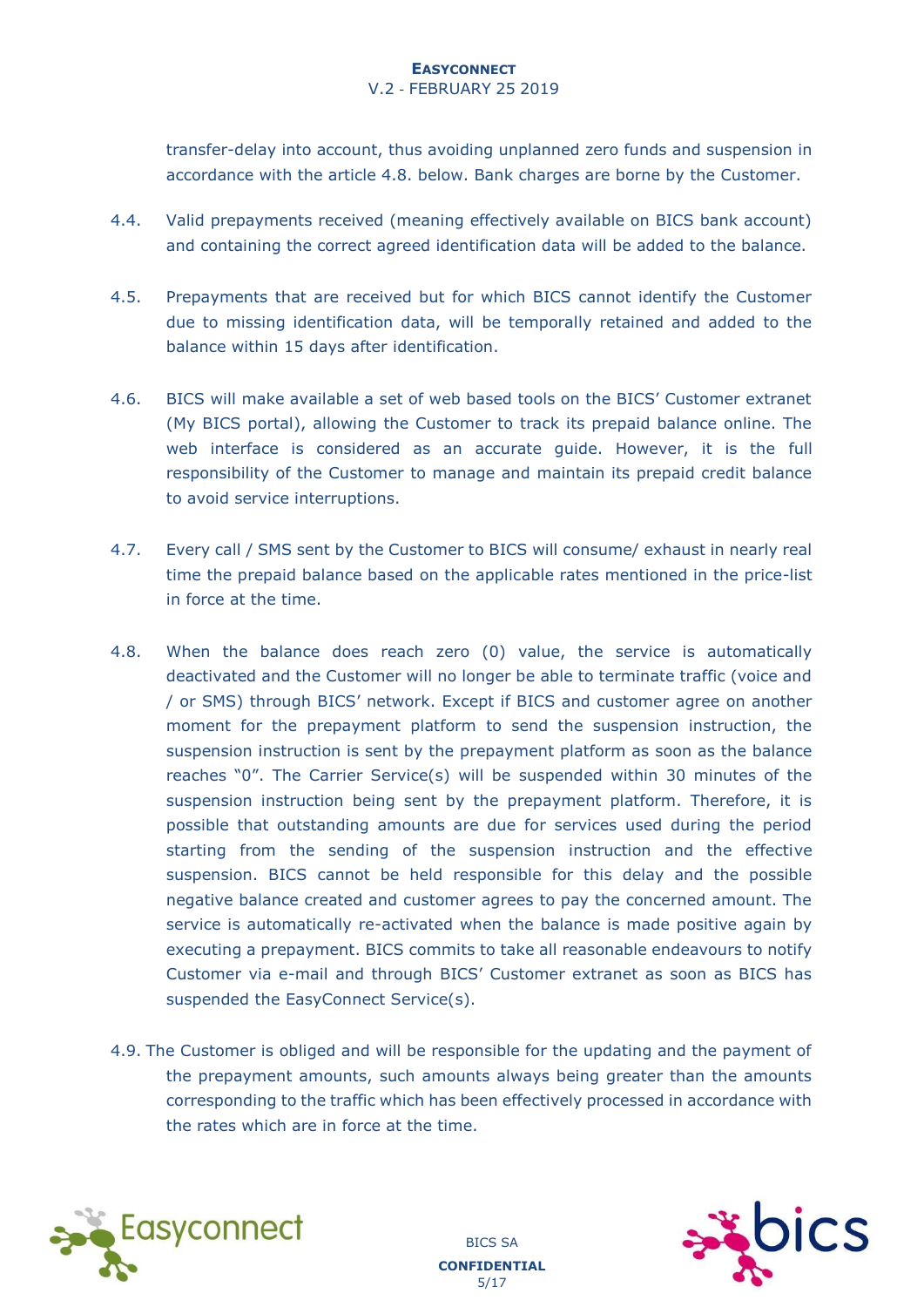transfer-delay into account, thus avoiding unplanned zero funds and suspension in accordance with the article 4.8. below. Bank charges are borne by the Customer.

4.4. Valid prepayments received (meaning effectively available on BICS bank account) and containing the correct agreed identification data will be added to the balance.

4.5. Prepayments that are received but for which BICS cannot identify the Customer due to missing identification data, will be temporally retained and added to the balance within 15 days after identification.

4.6. BICS will make available a set of web based tools on the BICS' Customer extranet (My BICS portal), allowing the Customer to track its prepaid balance online. The web interface is considered as an accurate guide. However, it is the full responsibility of the Customer to manage and maintain its prepaid credit balance to avoid service interruptions.

4.7. Every call / SMS sent by the Customer to BICS will consume/ exhaust in nearly real time the prepaid balance based on the applicable rates mentioned in the price-list in force at the time.

4.8. When the balance does reach zero (0) value, the service is automatically deactivated and the Customer will no longer be able to terminate traffic (voice and / or SMS) through BICS' network. Except if BICS and customer agree on another moment for the prepayment platform to send the suspension instruction, the suspension instruction is sent by the prepayment platform as soon as the balance reaches "0". The Carrier Service(s) will be suspended within 30 minutes of the suspension instruction being sent by the prepayment platform. Therefore, it is possible that outstanding amounts are due for services used during the period starting from the sending of the suspension instruction and the effective suspension. BICS cannot be held responsible for this delay and the possible negative balance created and customer agrees to pay the concerned amount. The service is automatically re-activated when the balance is made positive again by executing a prepayment. BICS commits to take all reasonable endeavours to notify Customer via e-mail and through BICS' Customer extranet as soon as BICS has suspended the EasyConnect Service(s).

4.9. The Customer is obliged and will be responsible for the updating and the payment of the prepayment amounts, such amounts always being greater than the amounts corresponding to the traffic which has been effectively processed in accordance with the rates which are in force at the time.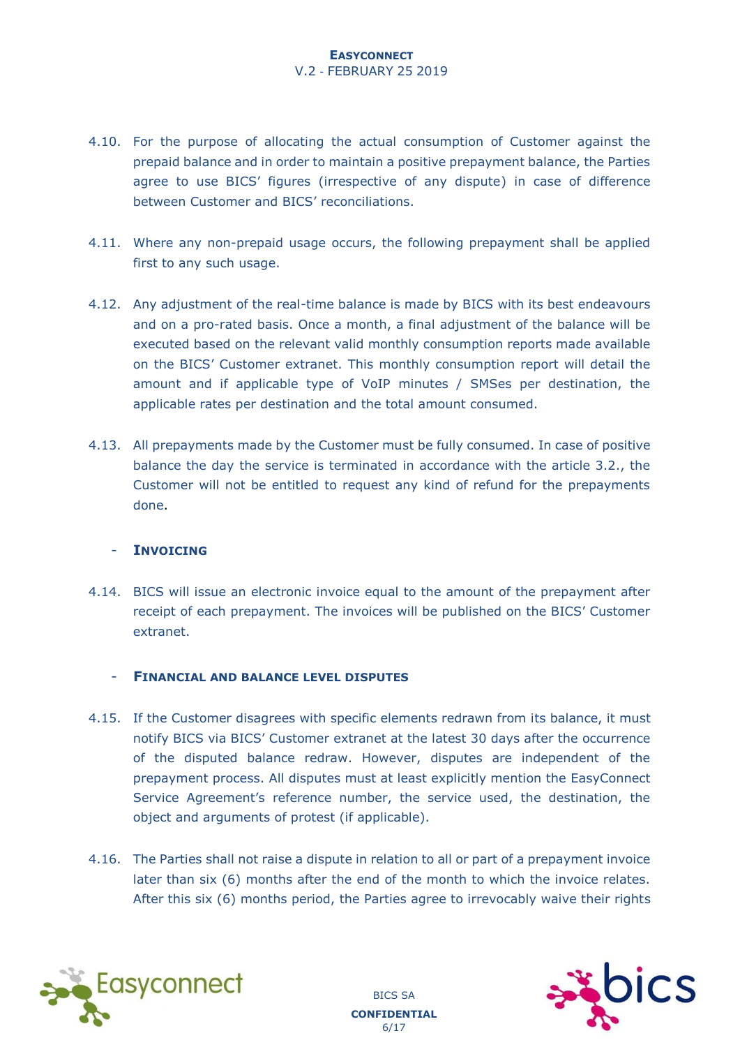4.10. For the purpose of allocating the actual consumption of Customer against the prepaid balance and in order to maintain a positive prepayment balance, the Parties agree to use BICS' figures (irrespective of any dispute) in case of difference between Customer and BICS' reconciliations.

4.11. Where any non-prepaid usage occurs, the following prepayment shall be applied first to any such usage.

4.12. Any adjustment of the real-time balance is made by BICS with its best endeavours and on a pro-rated basis. Once a month, a final adjustment of the balance will be executed based on the relevant valid monthly consumption reports made available on the BICS' Customer extranet. This monthly consumption report will detail the amount and if applicable type of VoIP minutes / SMSes per destination, the applicable rates per destination and the total amount consumed.

4.13. All prepayments made by the Customer must be fully consumed. In case of positive balance the day the service is terminated in accordance with the article 3.2., the Customer will not be entitled to request any kind of refund for the prepayments done.

- **INVOICING**

4.14. BICS will issue an electronic invoice equal to the amount of the prepayment after receipt of each prepayment. The invoices will be published on the BICS' Customer extranet.

- **FINANCIAL AND BALANCE LEVEL DISPUTES**

4.15. If the Customer disagrees with specific elements redrawn from its balance, it must notify BICS via BICS' Customer extranet at the latest 30 days after the occurrence of the disputed balance redraw. However, disputes are independent of the prepayment process. All disputes must at least explicitly mention the EasyConnect Service Agreement's reference number, the service used, the destination, the object and arguments of protest (if applicable).

4.16. The Parties shall not raise a dispute in relation to all or part of a prepayment invoice later than six (6) months after the end of the month to which the invoice relates. After this six (6) months period, the Parties agree to irrevocably waive their rights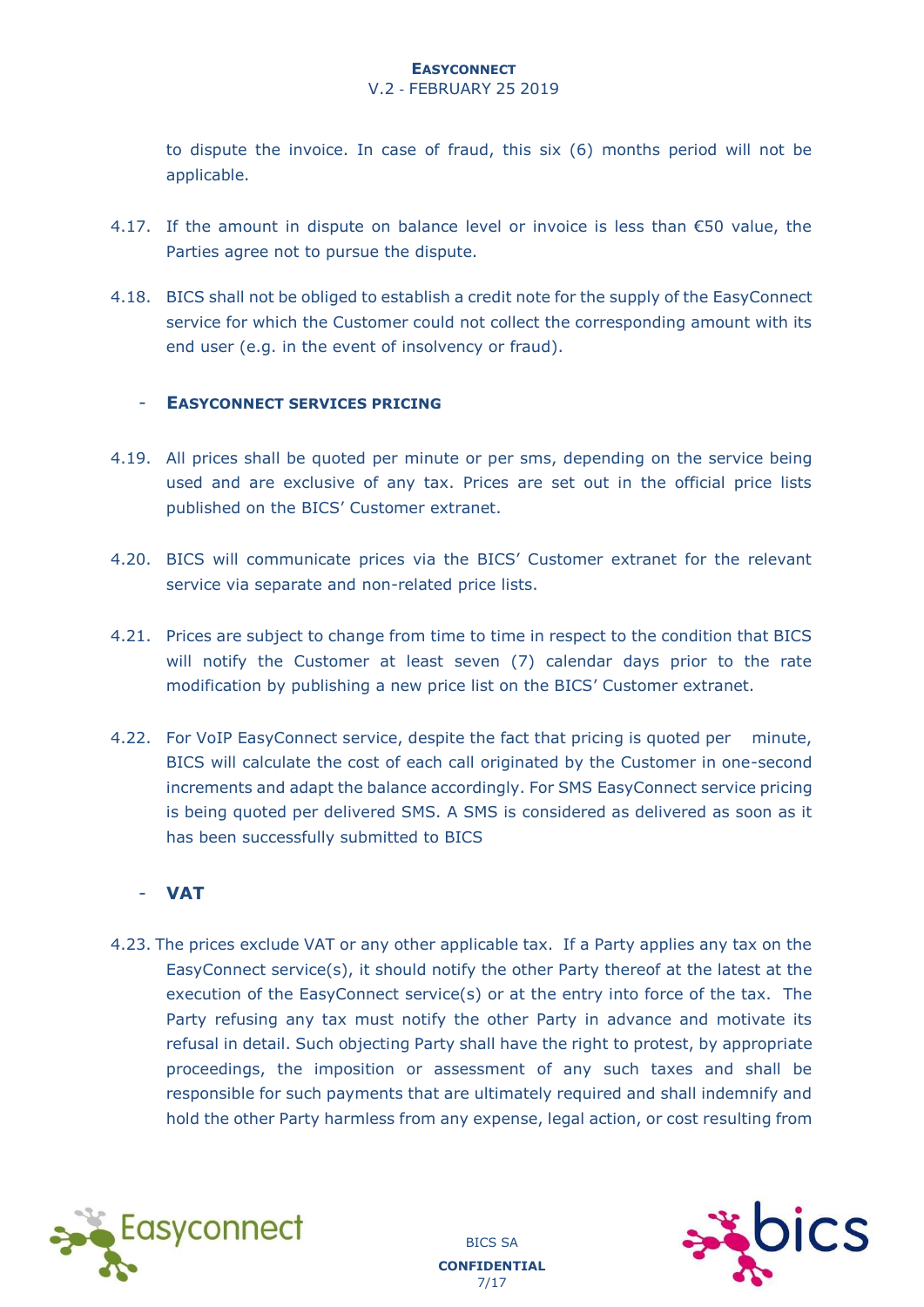to dispute the invoice. In case of fraud, this six (6) months period will not be applicable.

4.17. If the amount in dispute on balance level or invoice is less than €50 value, the Parties agree not to pursue the dispute.

4.18. BICS shall not be obliged to establish a credit note for the supply of the EasyConnect service for which the Customer could not collect the corresponding amount with its end user (e.g. in the event of insolvency or fraud).

- **EASYCONNECT SERVICES PRICING**

4.19. All prices shall be quoted per minute or per sms, depending on the service being used and are exclusive of any tax. Prices are set out in the official price lists published on the BICS' Customer extranet.

4.20. BICS will communicate prices via the BICS' Customer extranet for the relevant service via separate and non-related price lists.

4.21. Prices are subject to change from time to time in respect to the condition that BICS will notify the Customer at least seven (7) calendar days prior to the rate modification by publishing a new price list on the BICS' Customer extranet.

4.22. For VoIP EasyConnect service, despite the fact that pricing is quoted per minute, BICS will calculate the cost of each call originated by the Customer in one-second increments and adapt the balance accordingly. For SMS EasyConnect service pricing is being quoted per delivered SMS. A SMS is considered as delivered as soon as it has been successfully submitted to BICS

- **VAT**

4.23. The prices exclude VAT or any other applicable tax. If a Party applies any tax on the EasyConnect service(s), it should notify the other Party thereof at the latest at the execution of the EasyConnect service(s) or at the entry into force of the tax. The Party refusing any tax must notify the other Party in advance and motivate its refusal in detail. Such objecting Party shall have the right to protest, by appropriate proceedings, the imposition or assessment of any such taxes and shall be responsible for such payments that are ultimately required and shall indemnify and hold the other Party harmless from any expense, legal action, or cost resulting from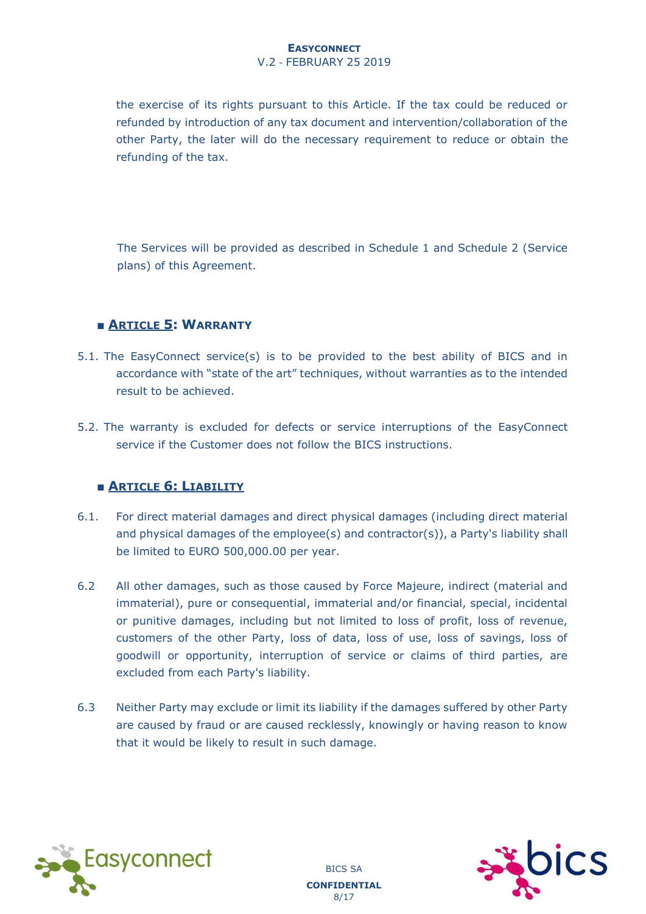the exercise of its rights pursuant to this Article. If the tax could be reduced or refunded by introduction of any tax document and intervention/collaboration of the other Party, the later will do the necessary requirement to reduce or obtain the refunding of the tax.

The Services will be provided as described in Schedule 1 and Schedule 2 (Service plans) of this Agreement.

## ■ Article 5: Warranty

5.1. The EasyConnect service(s) is to be provided to the best ability of BICS and in accordance with "state of the art" techniques, without warranties as to the intended result to be achieved.

5.2. The warranty is excluded for defects or service interruptions of the EasyConnect service if the Customer does not follow the BICS instructions.

## ■ Article 6: Liability

6.1. For direct material damages and direct physical damages (including direct material and physical damages of the employee(s) and contractor(s)), a Party's liability shall be limited to EURO 500,000.00 per year.

6.2 All other damages, such as those caused by Force Majeure, indirect (material and immaterial), pure or consequential, immaterial and/or financial, special, incidental or punitive damages, including but not limited to loss of profit, loss of revenue, customers of the other Party, loss of data, loss of use, loss of savings, loss of goodwill or opportunity, interruption of service or claims of third parties, are excluded from each Party's liability.

6.3 Neither Party may exclude or limit its liability if the damages suffered by other Party are caused by fraud or are caused recklessly, knowingly or having reason to know that it would be likely to result in such damage.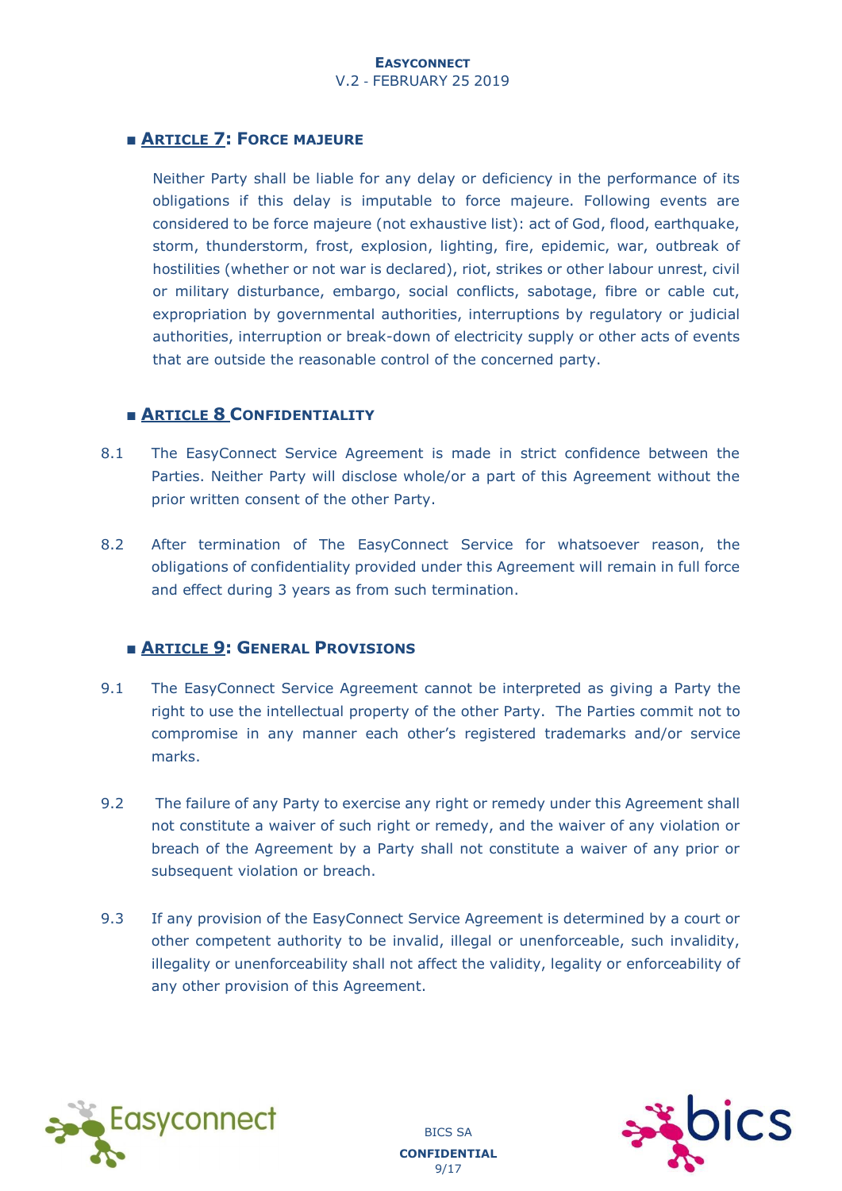## ▪ ARTICLE 7: FORCE MAJEURE

Neither Party shall be liable for any delay or deficiency in the performance of its obligations if this delay is imputable to force majeure. Following events are considered to be force majeure (not exhaustive list): act of God, flood, earthquake, storm, thunderstorm, frost, explosion, lighting, fire, epidemic, war, outbreak of hostilities (whether or not war is declared), riot, strikes or other labour unrest, civil or military disturbance, embargo, social conflicts, sabotage, fibre or cable cut, expropriation by governmental authorities, interruptions by regulatory or judicial authorities, interruption or break-down of electricity supply or other acts of events that are outside the reasonable control of the concerned party.

## ▪ ARTICLE 8 CONFIDENTIALITY

8.1 The EasyConnect Service Agreement is made in strict confidence between the Parties. Neither Party will disclose whole/or a part of this Agreement without the prior written consent of the other Party.

8.2 After termination of The EasyConnect Service for whatsoever reason, the obligations of confidentiality provided under this Agreement will remain in full force and effect during 3 years as from such termination.

## ▪ ARTICLE 9: GENERAL PROVISIONS

9.1 The EasyConnect Service Agreement cannot be interpreted as giving a Party the right to use the intellectual property of the other Party. The Parties commit not to compromise in any manner each other's registered trademarks and/or service marks.

9.2 The failure of any Party to exercise any right or remedy under this Agreement shall not constitute a waiver of such right or remedy, and the waiver of any violation or breach of the Agreement by a Party shall not constitute a waiver of any prior or subsequent violation or breach.

9.3 If any provision of the EasyConnect Service Agreement is determined by a court or other competent authority to be invalid, illegal or unenforceable, such invalidity, illegality or unenforceability shall not affect the validity, legality or enforceability of any other provision of this Agreement.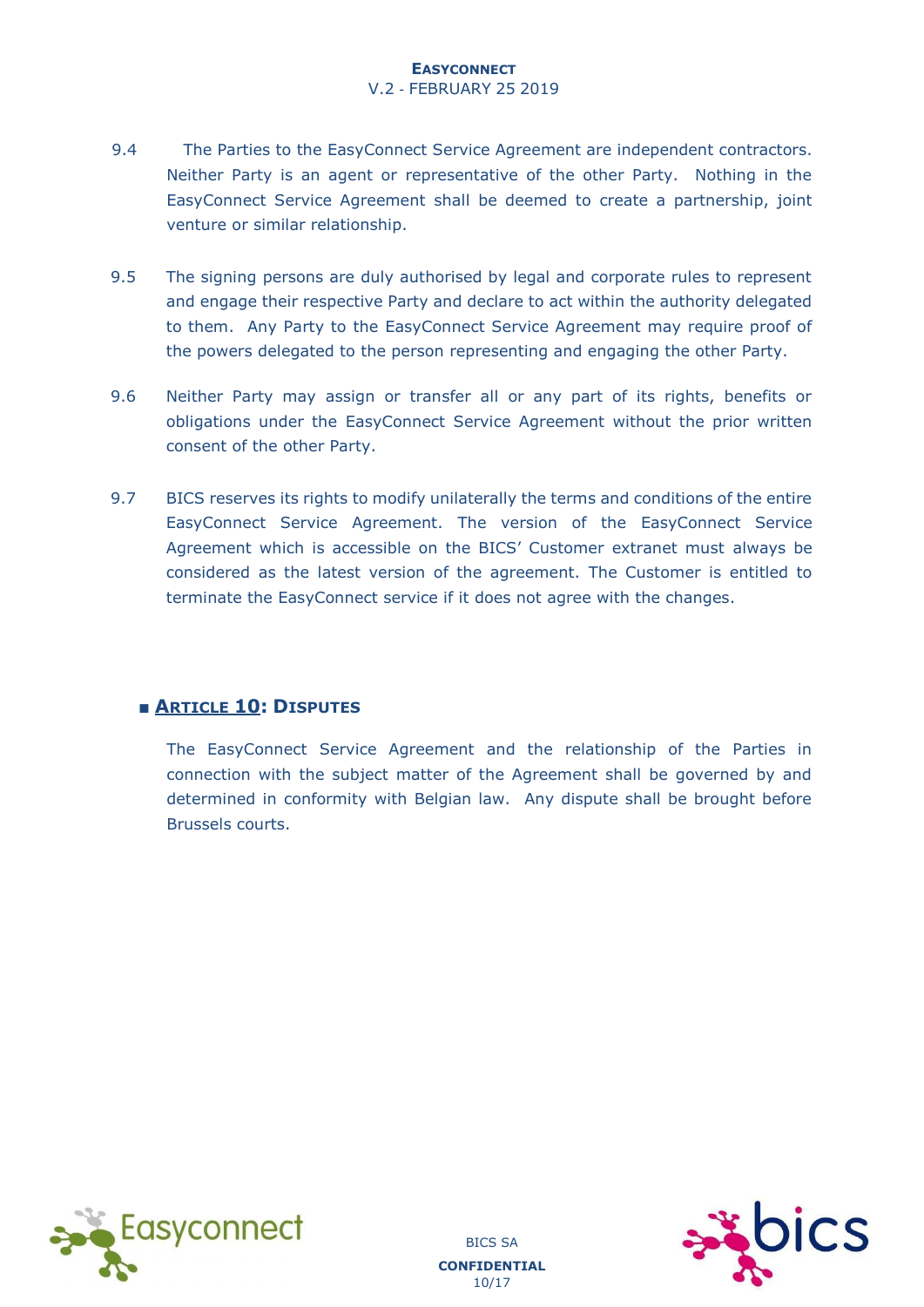9.4 The Parties to the EasyConnect Service Agreement are independent contractors. Neither Party is an agent or representative of the other Party. Nothing in the EasyConnect Service Agreement shall be deemed to create a partnership, joint venture or similar relationship.

9.5 The signing persons are duly authorised by legal and corporate rules to represent and engage their respective Party and declare to act within the authority delegated to them. Any Party to the EasyConnect Service Agreement may require proof of the powers delegated to the person representing and engaging the other Party.

9.6 Neither Party may assign or transfer all or any part of its rights, benefits or obligations under the EasyConnect Service Agreement without the prior written consent of the other Party.

9.7 BICS reserves its rights to modify unilaterally the terms and conditions of the entire EasyConnect Service Agreement. The version of the EasyConnect Service Agreement which is accessible on the BICS' Customer extranet must always be considered as the latest version of the agreement. The Customer is entitled to terminate the EasyConnect service if it does not agree with the changes.

## ■ ARTICLE 10: DISPUTES

The EasyConnect Service Agreement and the relationship of the Parties in connection with the subject matter of the Agreement shall be governed by and determined in conformity with Belgian law. Any dispute shall be brought before Brussels courts.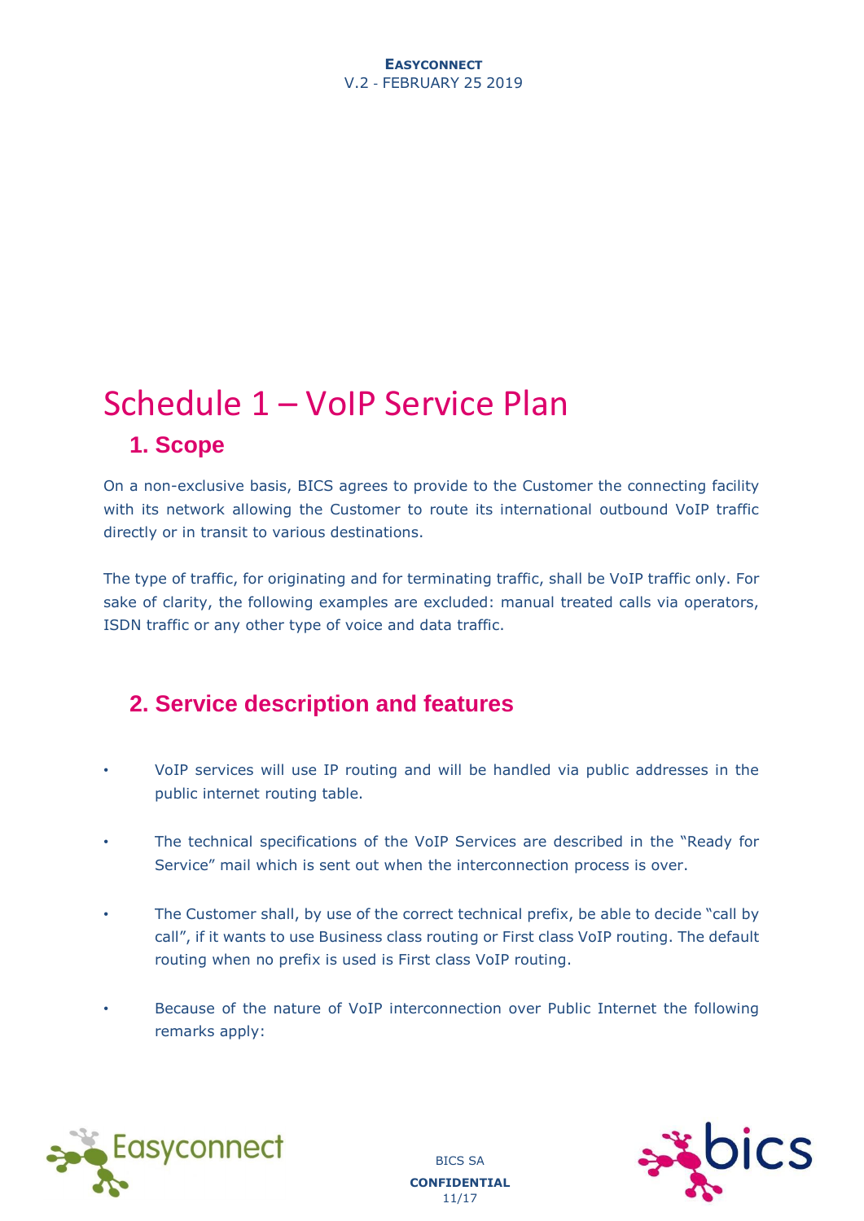# Schedule 1 – VoIP Service Plan

## 1. Scope

On a non-exclusive basis, BICS agrees to provide to the Customer the connecting facility with its network allowing the Customer to route its international outbound VoIP traffic directly or in transit to various destinations.

The type of traffic, for originating and for terminating traffic, shall be VoIP traffic only. For sake of clarity, the following examples are excluded: manual treated calls via operators, ISDN traffic or any other type of voice and data traffic.

## 2. Service description and features

- VoIP services will use IP routing and will be handled via public addresses in the public internet routing table.
- The technical specifications of the VoIP Services are described in the "Ready for Service" mail which is sent out when the interconnection process is over.
- The Customer shall, by use of the correct technical prefix, be able to decide "call by call", if it wants to use Business class routing or First class VoIP routing. The default routing when no prefix is used is First class VoIP routing.
- Because of the nature of VoIP interconnection over Public Internet the following remarks apply: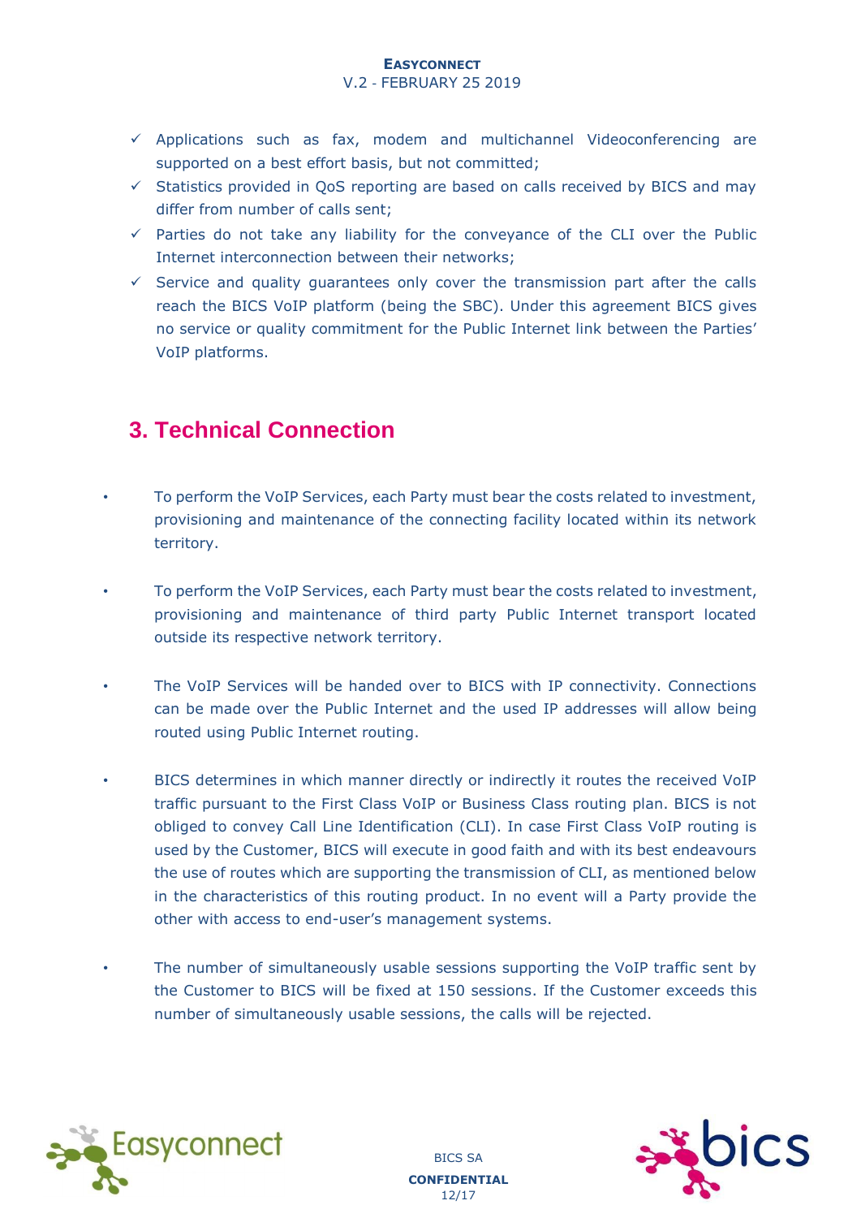- ✓ Applications such as fax, modem and multichannel Videoconferencing are supported on a best effort basis, but not committed;
- ✓ Statistics provided in QoS reporting are based on calls received by BICS and may differ from number of calls sent;
- ✓ Parties do not take any liability for the conveyance of the CLI over the Public Internet interconnection between their networks;
- ✓ Service and quality guarantees only cover the transmission part after the calls reach the BICS VoIP platform (being the SBC). Under this agreement BICS gives no service or quality commitment for the Public Internet link between the Parties' VoIP platforms.

# 3. Technical Connection

- To perform the VoIP Services, each Party must bear the costs related to investment, provisioning and maintenance of the connecting facility located within its network territory.

- To perform the VoIP Services, each Party must bear the costs related to investment, provisioning and maintenance of third party Public Internet transport located outside its respective network territory.

- The VoIP Services will be handed over to BICS with IP connectivity. Connections can be made over the Public Internet and the used IP addresses will allow being routed using Public Internet routing.

- BICS determines in which manner directly or indirectly it routes the received VoIP traffic pursuant to the First Class VoIP or Business Class routing plan. BICS is not obliged to convey Call Line Identification (CLI). In case First Class VoIP routing is used by the Customer, BICS will execute in good faith and with its best endeavours the use of routes which are supporting the transmission of CLI, as mentioned below in the characteristics of this routing product. In no event will a Party provide the other with access to end-user's management systems.

- The number of simultaneously usable sessions supporting the VoIP traffic sent by the Customer to BICS will be fixed at 150 sessions. If the Customer exceeds this number of simultaneously usable sessions, the calls will be rejected.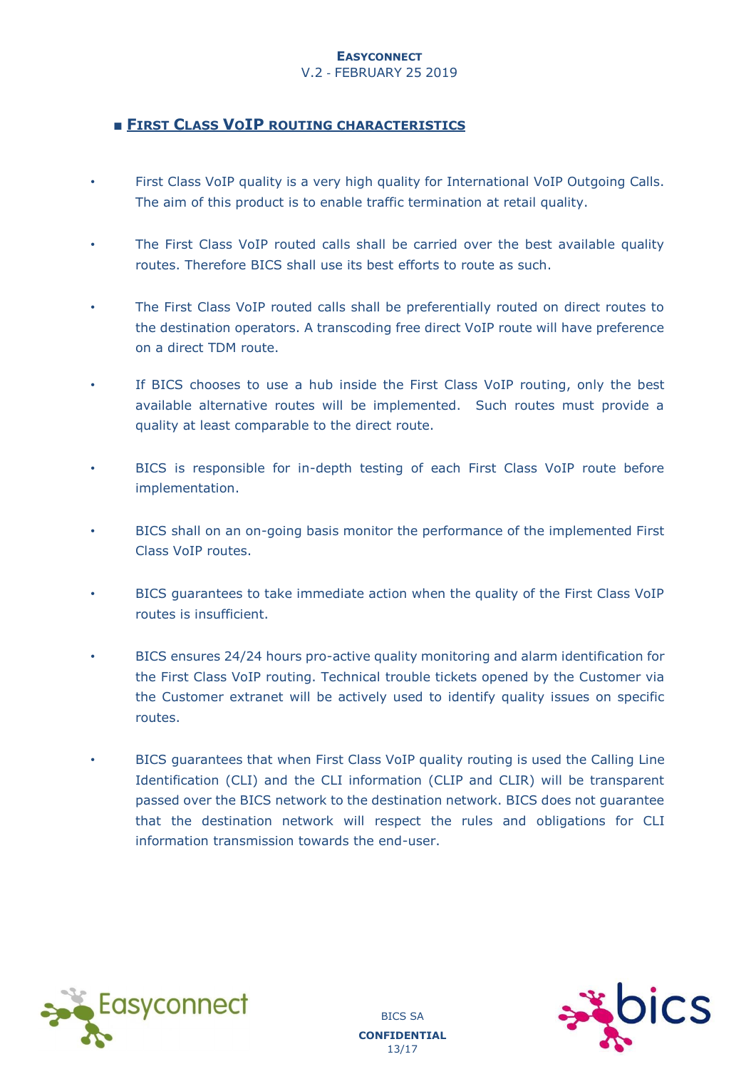## ■ First Class VoIP routing characteristics

- First Class VoIP quality is a very high quality for International VoIP Outgoing Calls. The aim of this product is to enable traffic termination at retail quality.
- The First Class VoIP routed calls shall be carried over the best available quality routes. Therefore BICS shall use its best efforts to route as such.
- The First Class VoIP routed calls shall be preferentially routed on direct routes to the destination operators. A transcoding free direct VoIP route will have preference on a direct TDM route.
- If BICS chooses to use a hub inside the First Class VoIP routing, only the best available alternative routes will be implemented. Such routes must provide a quality at least comparable to the direct route.
- BICS is responsible for in-depth testing of each First Class VoIP route before implementation.
- BICS shall on an on-going basis monitor the performance of the implemented First Class VoIP routes.
- BICS guarantees to take immediate action when the quality of the First Class VoIP routes is insufficient.
- BICS ensures 24/24 hours pro-active quality monitoring and alarm identification for the First Class VoIP routing. Technical trouble tickets opened by the Customer via the Customer extranet will be actively used to identify quality issues on specific routes.
- BICS guarantees that when First Class VoIP quality routing is used the Calling Line Identification (CLI) and the CLI information (CLIP and CLIR) will be transparent passed over the BICS network to the destination network. BICS does not guarantee that the destination network will respect the rules and obligations for CLI information transmission towards the end-user.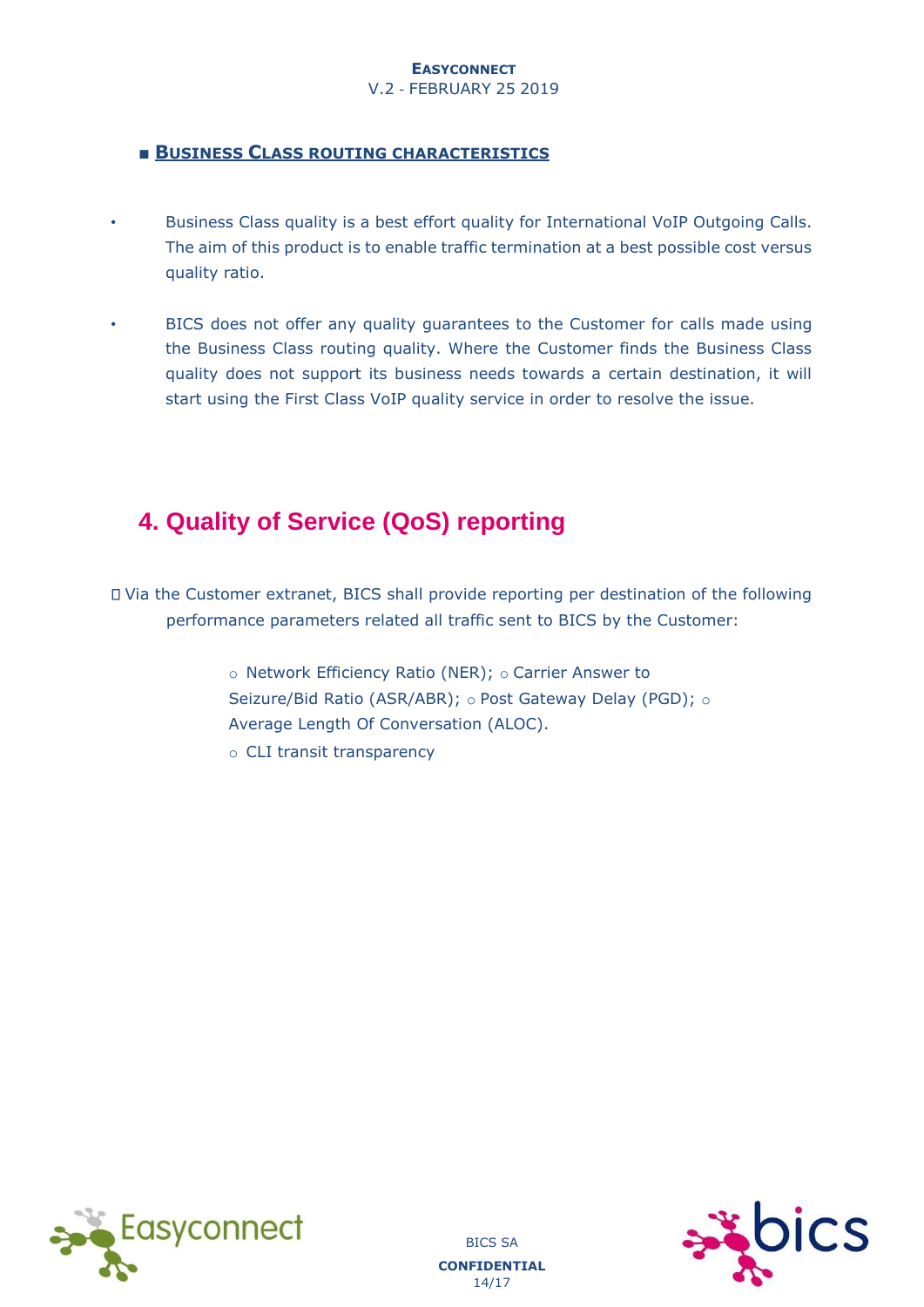## ▪ BUSINESS CLASS ROUTING CHARACTERISTICS

- Business Class quality is a best effort quality for International VoIP Outgoing Calls. The aim of this product is to enable traffic termination at a best possible cost versus quality ratio.
- BICS does not offer any quality guarantees to the Customer for calls made using the Business Class routing quality. Where the Customer finds the Business Class quality does not support its business needs towards a certain destination, it will start using the First Class VoIP quality service in order to resolve the issue.

# 4. Quality of Service (QoS) reporting

- Via the Customer extranet, BICS shall provide reporting per destination of the following performance parameters related all traffic sent to BICS by the Customer:
  - Network Efficiency Ratio (NER);
  - Carrier Answer to Seizure/Bid Ratio (ASR/ABR);
  - Post Gateway Delay (PGD);
  - Average Length Of Conversation (ALOC).
  - CLI transit transparency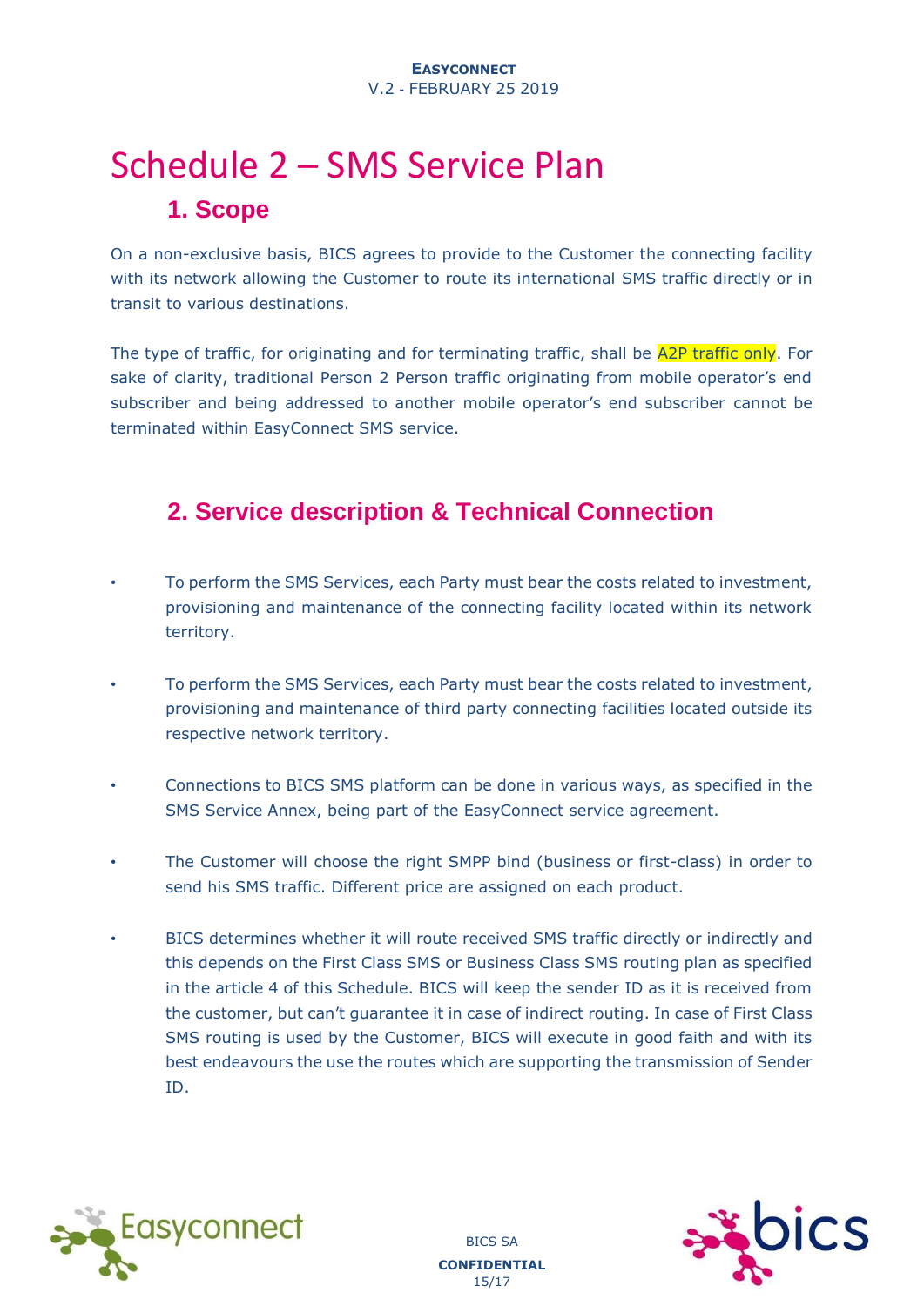# Schedule 2 – SMS Service Plan

## 1. Scope

On a non-exclusive basis, BICS agrees to provide to the Customer the connecting facility with its network allowing the Customer to route its international SMS traffic directly or in transit to various destinations.

The type of traffic, for originating and for terminating traffic, shall be A2P traffic only. For sake of clarity, traditional Person 2 Person traffic originating from mobile operator's end subscriber and being addressed to another mobile operator's end subscriber cannot be terminated within EasyConnect SMS service.

## 2. Service description & Technical Connection

- To perform the SMS Services, each Party must bear the costs related to investment, provisioning and maintenance of the connecting facility located within its network territory.
- To perform the SMS Services, each Party must bear the costs related to investment, provisioning and maintenance of third party connecting facilities located outside its respective network territory.
- Connections to BICS SMS platform can be done in various ways, as specified in the SMS Service Annex, being part of the EasyConnect service agreement.
- The Customer will choose the right SMPP bind (business or first-class) in order to send his SMS traffic. Different price are assigned on each product.
- BICS determines whether it will route received SMS traffic directly or indirectly and this depends on the First Class SMS or Business Class SMS routing plan as specified in the article 4 of this Schedule. BICS will keep the sender ID as it is received from the customer, but can't guarantee it in case of indirect routing. In case of First Class SMS routing is used by the Customer, BICS will execute in good faith and with its best endeavours the use the routes which are supporting the transmission of Sender ID.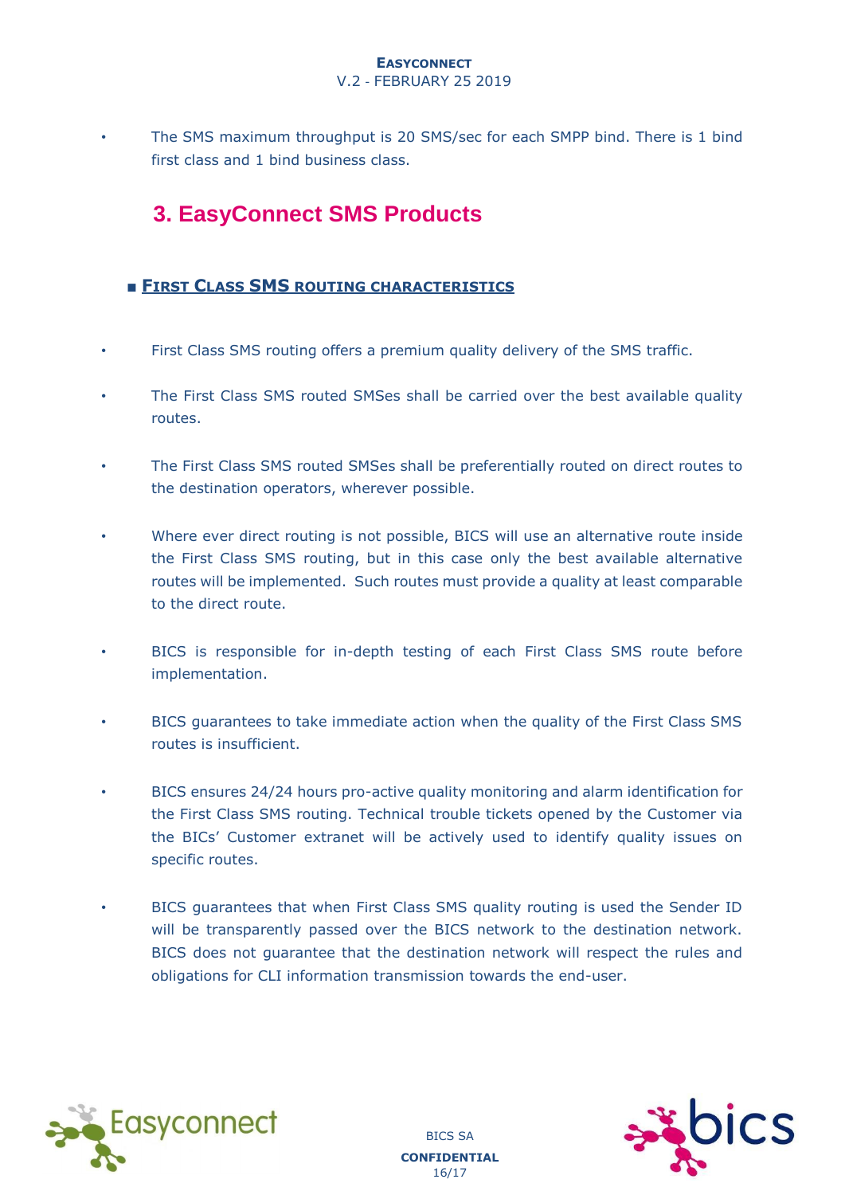- The SMS maximum throughput is 20 SMS/sec for each SMPP bind. There is 1 bind first class and 1 bind business class.

## 3. EasyConnect SMS Products

### First Class SMS routing characteristics

- First Class SMS routing offers a premium quality delivery of the SMS traffic.
- The First Class SMS routed SMSes shall be carried over the best available quality routes.
- The First Class SMS routed SMSes shall be preferentially routed on direct routes to the destination operators, wherever possible.
- Where ever direct routing is not possible, BICS will use an alternative route inside the First Class SMS routing, but in this case only the best available alternative routes will be implemented. Such routes must provide a quality at least comparable to the direct route.
- BICS is responsible for in-depth testing of each First Class SMS route before implementation.
- BICS guarantees to take immediate action when the quality of the First Class SMS routes is insufficient.
- BICS ensures 24/24 hours pro-active quality monitoring and alarm identification for the First Class SMS routing. Technical trouble tickets opened by the Customer via the BICs' Customer extranet will be actively used to identify quality issues on specific routes.
- BICS guarantees that when First Class SMS quality routing is used the Sender ID will be transparently passed over the BICS network to the destination network. BICS does not guarantee that the destination network will respect the rules and obligations for CLI information transmission towards the end-user.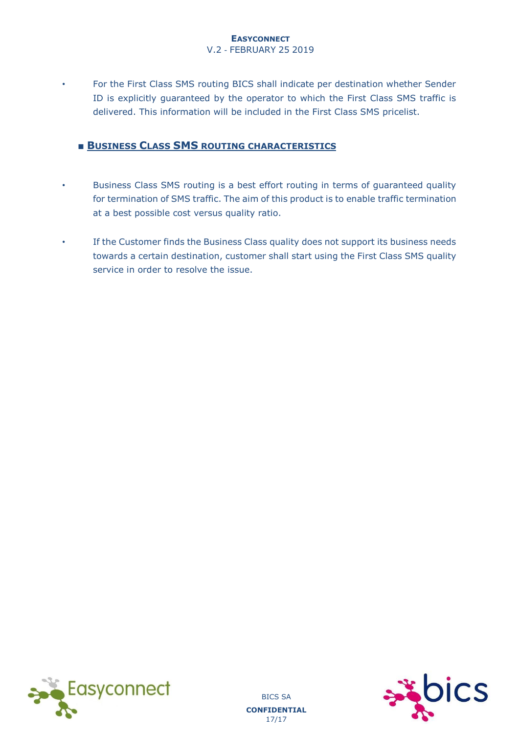- For the First Class SMS routing BICS shall indicate per destination whether Sender ID is explicitly guaranteed by the operator to which the First Class SMS traffic is delivered. This information will be included in the First Class SMS pricelist.

### ■ Business Class SMS routing characteristics

- Business Class SMS routing is a best effort routing in terms of guaranteed quality for termination of SMS traffic. The aim of this product is to enable traffic termination at a best possible cost versus quality ratio.

- If the Customer finds the Business Class quality does not support its business needs towards a certain destination, customer shall start using the First Class SMS quality service in order to resolve the issue.